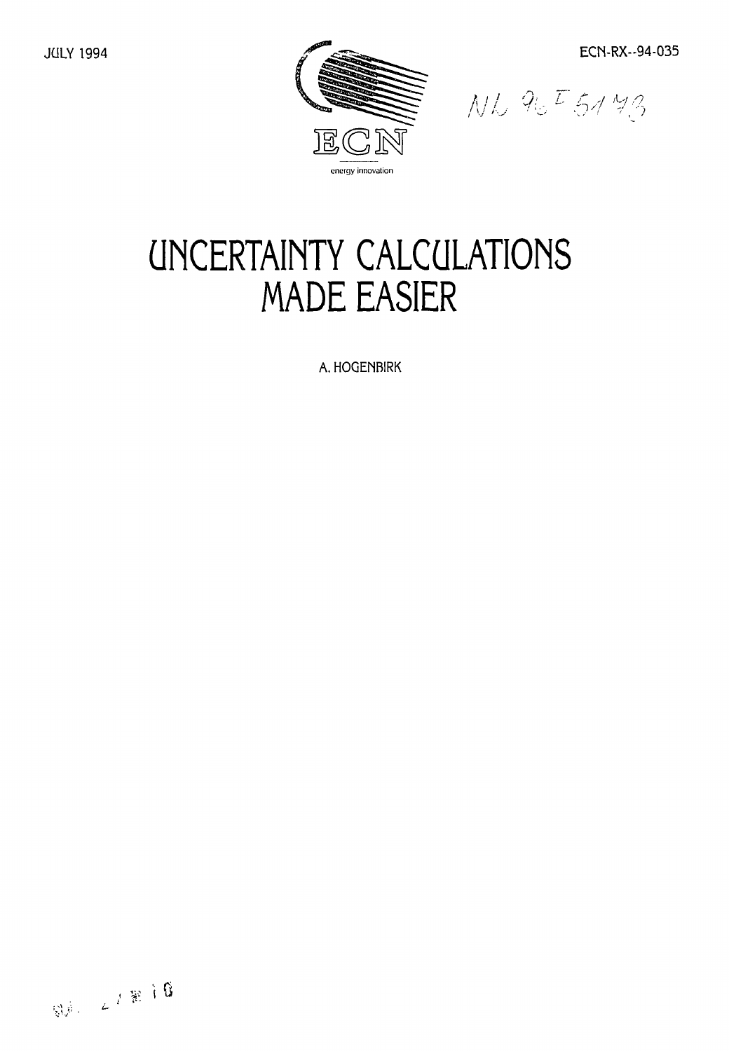JULY 1994

ECN-RX--94-035

NL 96F5173

ECN

energy innovation

# UNCERTAINTY CALCULATIONS MADE EASIER

A. HOGENBIRK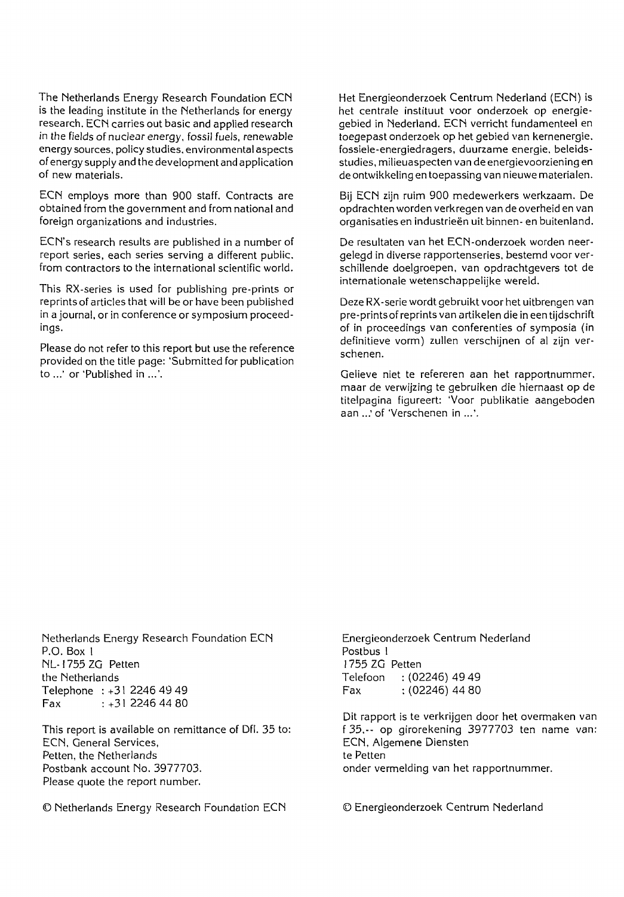The Netherlands Energy Research Foundation ECN is the leading institute in the Netherlands for energy research. ECN carries out basic and applied research in the fields of nuclear energy, fossil fuels, renewable energy sources, policy studies, environmental aspects of energy supply and the development and application of new materials.

ECN employs more than 900 staff. Contracts are obtained from the government and from national and foreign organizations and industries.

ECN's research results are published in a number of report series, each series serving a different public, from contractors to the international scientific world.

This RX-series is used for publishing pre-prints or reprints of articles that will be or have been published in a journal, or in conference or symposium proceedings.

Please do not refer to this report but use the reference provided on the title page: 'Submitted for publication to ...' or 'Published in ...'.

Het Energieonderzoek Centrum Nederland (ECN) is het centrale instituut voor onderzoek op energiegebied in Nederland. ECN verricht fundamenteel en toegepast onderzoek op het gebied van kernenergie, fossiele-energiedragers, duurzame energie, beleidsstudies, milieuaspecten van de energievoorziening en de ontwikkeling en toepassing van nieuwe materialen.

Bij ECN zijn ruim 900 medewerkers werkzaam. De opdrachten worden verkregen van de overheid en van organisaties en industrieën uit binnen- en buitenland.

De resultaten van het ECN-onderzoek worden neergelegd in diverse rapportenseries, bestemd voor verschillende doelgroepen, van opdrachtgevers tot de internationale wetenschappelijke wereld.

Deze RX-serie wordt gebruikt voor het uitbrengen van pre-prints of reprints van artikelen die in een tijdschrift of in proceedings van conferenties of symposia (in definitieve vorm) zullen verschijnen of al zijn verschenen.

Gelieve niet te refereren aan het rapportnummer, maar de verwijzing te gebruiken die hiernaast op de titelpagina figureert: 'Voor publikatie aangeboden aan ...' of 'Verschenen in ...'.

Netherlands Energy Research Foundation ECN
P.O. Box 1
NL-1755 ZG Petten
the Netherlands
Telephone : +31 2246 49 49
Fax : +31 2246 44 80

This report is available on remittance of Dfl. 35 to:
ECN, General Services,
Petten, the Netherlands
Postbank account No. 3977703.
Please quote the report number.

© Netherlands Energy Research Foundation ECN

Energieonderzoek Centrum Nederland
Postbus 1
1755 ZG Petten
Telefoon : (02246) 49 49
Fax : (02246) 44 80

Dit rapport is te verkrijgen door het overmaken van f 35,-- op girorekening 3977703 ten name van:
ECN, Algemene Diensten
te Petten
onder vermelding van het rapportnummer.

© Energieonderzoek Centrum Nederland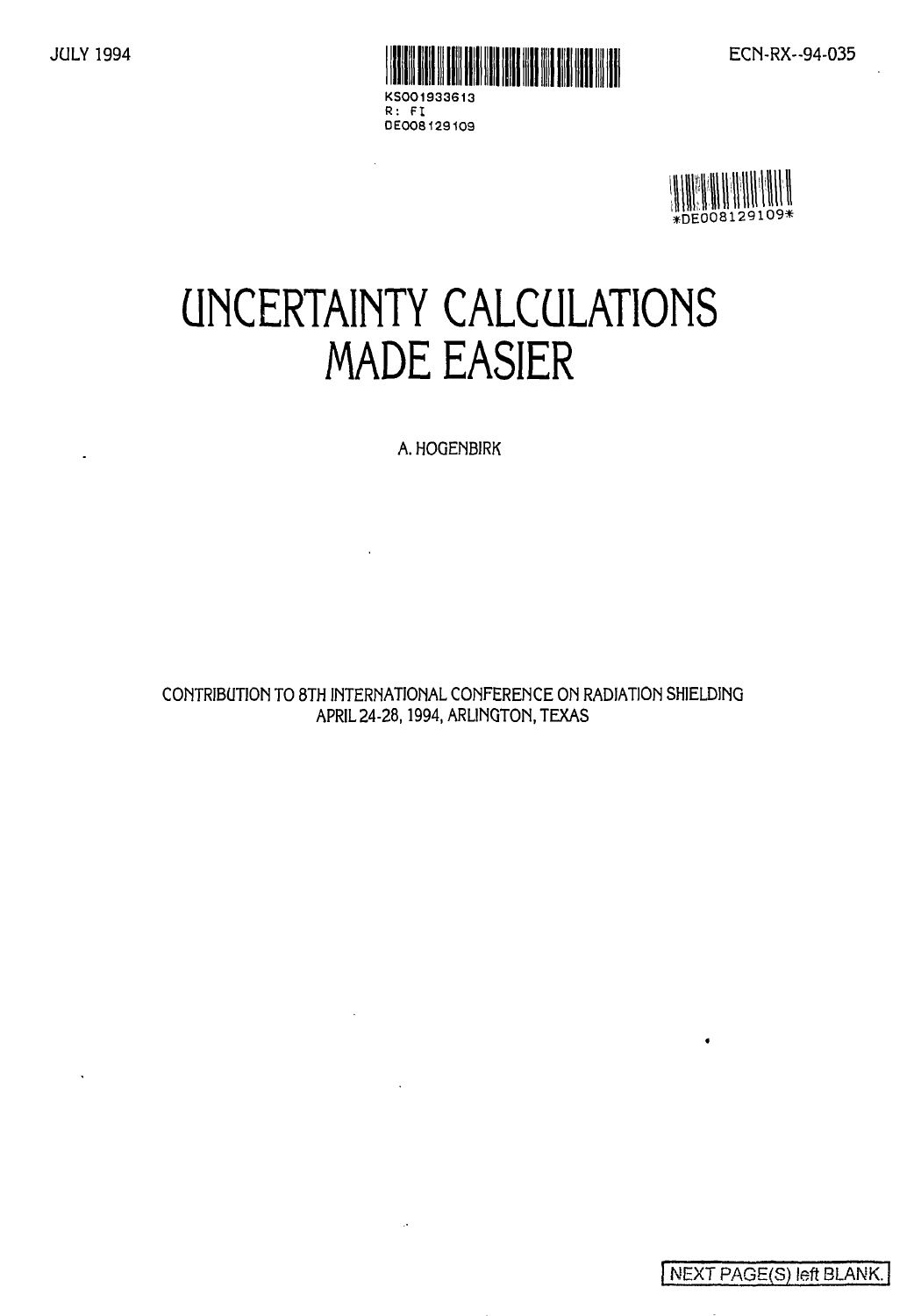JULY 1994

KS001933613
R: FI
DE008129109

ECN-RX--94-035

\*DE008129109\*

# UNCERTAINTY CALCULATIONS MADE EASIER

A. HOGENBIRK

CONTRIBUTION TO 8TH INTERNATIONAL CONFERENCE ON RADIATION SHIELDING
APRIL 24-28, 1994, ARLINGTON, TEXAS

NEXT PAGE(S) left BLANK.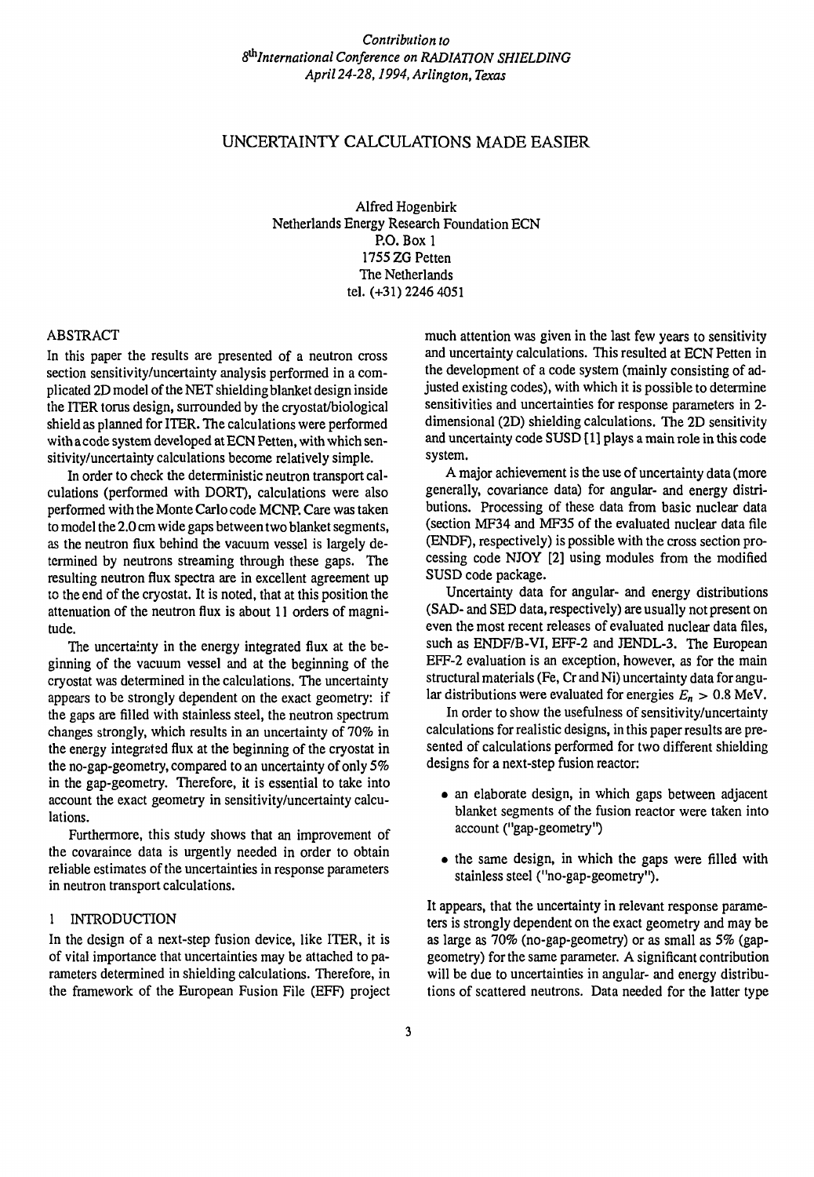*Contribution to*
*8[th] International Conference on RADIATION SHIELDING*
*April 24-28, 1994, Arlington, Texas*

# UNCERTAINTY CALCULATIONS MADE EASIER

Alfred Hogenbirk
Netherlands Energy Research Foundation ECN
P.O. Box 1
1755 ZG Petten
The Netherlands
tel. (+31) 2246 4051

## ABSTRACT

In this paper the results are presented of a neutron cross section sensitivity/uncertainty analysis performed in a complicated 2D model of the NET shielding blanket design inside the ITER torus design, surrounded by the cryostat/biological shield as planned for ITER. The calculations were performed with a code system developed at ECN Petten, with which sensitivity/uncertainty calculations become relatively simple.

In order to check the deterministic neutron transport calculations (performed with DORT), calculations were also performed with the Monte Carlo code MCNP. Care was taken to model the 2.0 cm wide gaps between two blanket segments, as the neutron flux behind the vacuum vessel is largely determined by neutrons streaming through these gaps. The resulting neutron flux spectra are in excellent agreement up to the end of the cryostat. It is noted, that at this position the attenuation of the neutron flux is about 11 orders of magnitude.

The uncertainty in the energy integrated flux at the beginning of the vacuum vessel and at the beginning of the cryostat was determined in the calculations. The uncertainty appears to be strongly dependent on the exact geometry: if the gaps are filled with stainless steel, the neutron spectrum changes strongly, which results in an uncertainty of 70% in the energy integrated flux at the beginning of the cryostat in the no-gap-geometry, compared to an uncertainty of only 5% in the gap-geometry. Therefore, it is essential to take into account the exact geometry in sensitivity/uncertainty calculations.

Furthermore, this study shows that an improvement of the covaraince data is urgently needed in order to obtain reliable estimates of the uncertainties in response parameters in neutron transport calculations.

## 1 INTRODUCTION

In the design of a next-step fusion device, like ITER, it is of vital importance that uncertainties may be attached to parameters determined in shielding calculations. Therefore, in the framework of the European Fusion File (EFF) project much attention was given in the last few years to sensitivity and uncertainty calculations. This resulted at ECN Petten in the development of a code system (mainly consisting of adjusted existing codes), with which it is possible to determine sensitivities and uncertainties for response parameters in 2-dimensional (2D) shielding calculations. The 2D sensitivity and uncertainty code SUSD [1] plays a main role in this code system.

A major achievement is the use of uncertainty data (more generally, covariance data) for angular- and energy distributions. Processing of these data from basic nuclear data (section MF34 and MF35 of the evaluated nuclear data file (ENDF), respectively) is possible with the cross section processing code NJOY [2] using modules from the modified SUSD code package.

Uncertainty data for angular- and energy distributions (SAD- and SED data, respectively) are usually not present on even the most recent releases of evaluated nuclear data files, such as ENDF/B-VI, EFF-2 and JENDL-3. The European EFF-2 evaluation is an exception, however, as for the main structural materials (Fe, Cr and Ni) uncertainty data for angular distributions were evaluated for energies $E_n > 0.8$ MeV.

In order to show the usefulness of sensitivity/uncertainty calculations for realistic designs, in this paper results are presented of calculations performed for two different shielding designs for a next-step fusion reactor:

- an elaborate design, in which gaps between adjacent blanket segments of the fusion reactor were taken into account ("gap-geometry")
- the same design, in which the gaps were filled with stainless steel ("no-gap-geometry").

It appears, that the uncertainty in relevant response parameters is strongly dependent on the exact geometry and may be as large as 70% (no-gap-geometry) or as small as 5% (gap-geometry) for the same parameter. A significant contribution will be due to uncertainties in angular- and energy distributions of scattered neutrons. Data needed for the latter type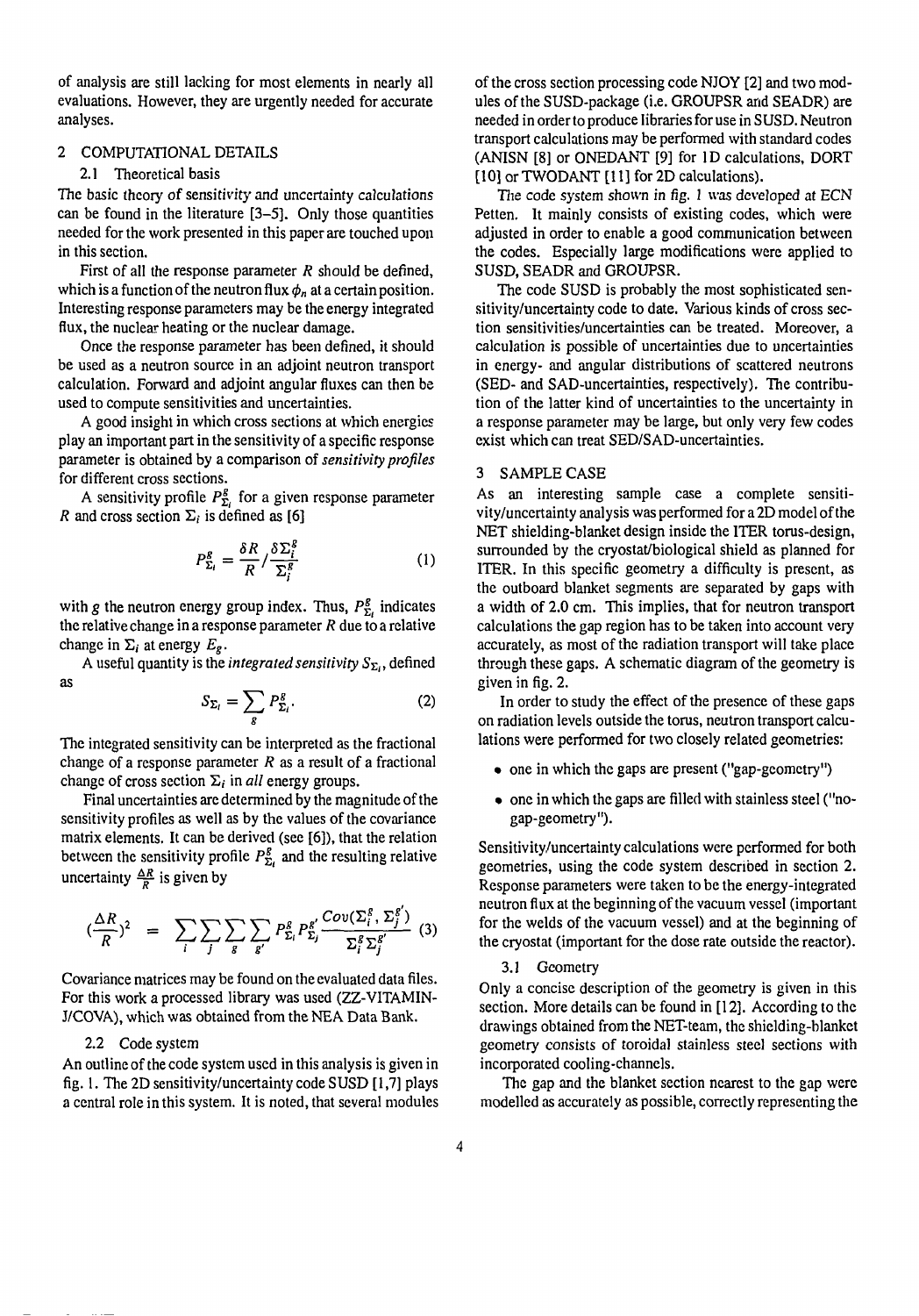of analysis are still lacking for most elements in nearly all evaluations. However, they are urgently needed for accurate analyses.

## 2 COMPUTATIONAL DETAILS

### 2.1 Theoretical basis

The basic theory of sensitivity and uncertainty calculations can be found in the literature [3–5]. Only those quantities needed for the work presented in this paper are touched upon in this section.

First of all the response parameter $R$ should be defined, which is a function of the neutron flux $\phi_n$ at a certain position. Interesting response parameters may be the energy integrated flux, the nuclear heating or the nuclear damage.

Once the response parameter has been defined, it should be used as a neutron source in an adjoint neutron transport calculation. Forward and adjoint angular fluxes can then be used to compute sensitivities and uncertainties.

A good insight in which cross sections at which energies play an important part in the sensitivity of a specific response parameter is obtained by a comparison of *sensitivity profiles* for different cross sections.

A sensitivity profile $P^g_{\Sigma_i}$ for a given response parameter $R$ and cross section $\Sigma_i$ is defined as [6]

$$P^g_{\Sigma_i} = \frac{\delta R}{R} / \frac{\delta \Sigma^g_i}{\Sigma^g_i} \tag{1}$$

with $g$ the neutron energy group index. Thus, $P^g_{\Sigma_i}$ indicates the relative change in a response parameter $R$ due to a relative change in $\Sigma_i$ at energy $E_g$.

A useful quantity is the *integrated sensitivity* $S_{\Sigma_i}$, defined as

$$S_{\Sigma_i} = \sum_g P^g_{\Sigma_i}. \tag{2}$$

The integrated sensitivity can be interpreted as the fractional change of a response parameter $R$ as a result of a fractional change of cross section $\Sigma_i$ in *all* energy groups.

Final uncertainties are determined by the magnitude of the sensitivity profiles as well as by the values of the covariance matrix elements. It can be derived (see [6]), that the relation between the sensitivity profile $P^g_{\Sigma_i}$ and the resulting relative uncertainty $\frac{\Delta R}{R}$ is given by

$$(\frac{\Delta R}{R})^2 = \sum_i \sum_j \sum_g \sum_{g'} P^g_{\Sigma_i} P^{g'}_{\Sigma_j} \frac{Cov(\Sigma^g_i, \Sigma^{g'}_j)}{\Sigma^g_i \Sigma^{g'}_j} \tag{3}$$

Covariance matrices may be found on the evaluated data files. For this work a processed library was used (ZZ-VITAMIN-J/COVA), which was obtained from the NEA Data Bank.

### 2.2 Code system

An outline of the code system used in this analysis is given in fig. 1. The 2D sensitivity/uncertainty code SUSD [1,7] plays a central role in this system. It is noted, that several modules of the cross section processing code NJOY [2] and two modules of the SUSD-package (i.e. GROUPSR and SEADR) are needed in order to produce libraries for use in SUSD. Neutron transport calculations may be performed with standard codes (ANISN [8] or ONEDANT [9] for 1D calculations, DORT [10] or TWODANT [11] for 2D calculations).

The code system shown in fig. 1 was developed at ECN Petten. It mainly consists of existing codes, which were adjusted in order to enable a good communication between the codes. Especially large modifications were applied to SUSD, SEADR and GROUPSR.

The code SUSD is probably the most sophisticated sensitivity/uncertainty code to date. Various kinds of cross section sensitivities/uncertainties can be treated. Moreover, a calculation is possible of uncertainties due to uncertainties in energy- and angular distributions of scattered neutrons (SED- and SAD-uncertainties, respectively). The contribution of the latter kind of uncertainties to the uncertainty in a response parameter may be large, but only very few codes exist which can treat SED/SAD-uncertainties.

## 3 SAMPLE CASE

As an interesting sample case a complete sensitivity/uncertainty analysis was performed for a 2D model of the NET shielding-blanket design inside the ITER torus-design, surrounded by the cryostat/biological shield as planned for ITER. In this specific geometry a difficulty is present, as the outboard blanket segments are separated by gaps with a width of 2.0 cm. This implies, that for neutron transport calculations the gap region has to be taken into account very accurately, as most of the radiation transport will take place through these gaps. A schematic diagram of the geometry is given in fig. 2.

In order to study the effect of the presence of these gaps on radiation levels outside the torus, neutron transport calculations were performed for two closely related geometries:

- one in which the gaps are present ("gap-geometry")
- one in which the gaps are filled with stainless steel ("no-gap-geometry").

Sensitivity/uncertainty calculations were performed for both geometries, using the code system described in section 2. Response parameters were taken to be the energy-integrated neutron flux at the beginning of the vacuum vessel (important for the welds of the vacuum vessel) and at the beginning of the cryostat (important for the dose rate outside the reactor).

### 3.1 Geometry

Only a concise description of the geometry is given in this section. More details can be found in [12]. According to the drawings obtained from the NET-team, the shielding-blanket geometry consists of toroidal stainless steel sections with incorporated cooling-channels.

The gap and the blanket section nearest to the gap were modelled as accurately as possible, correctly representing the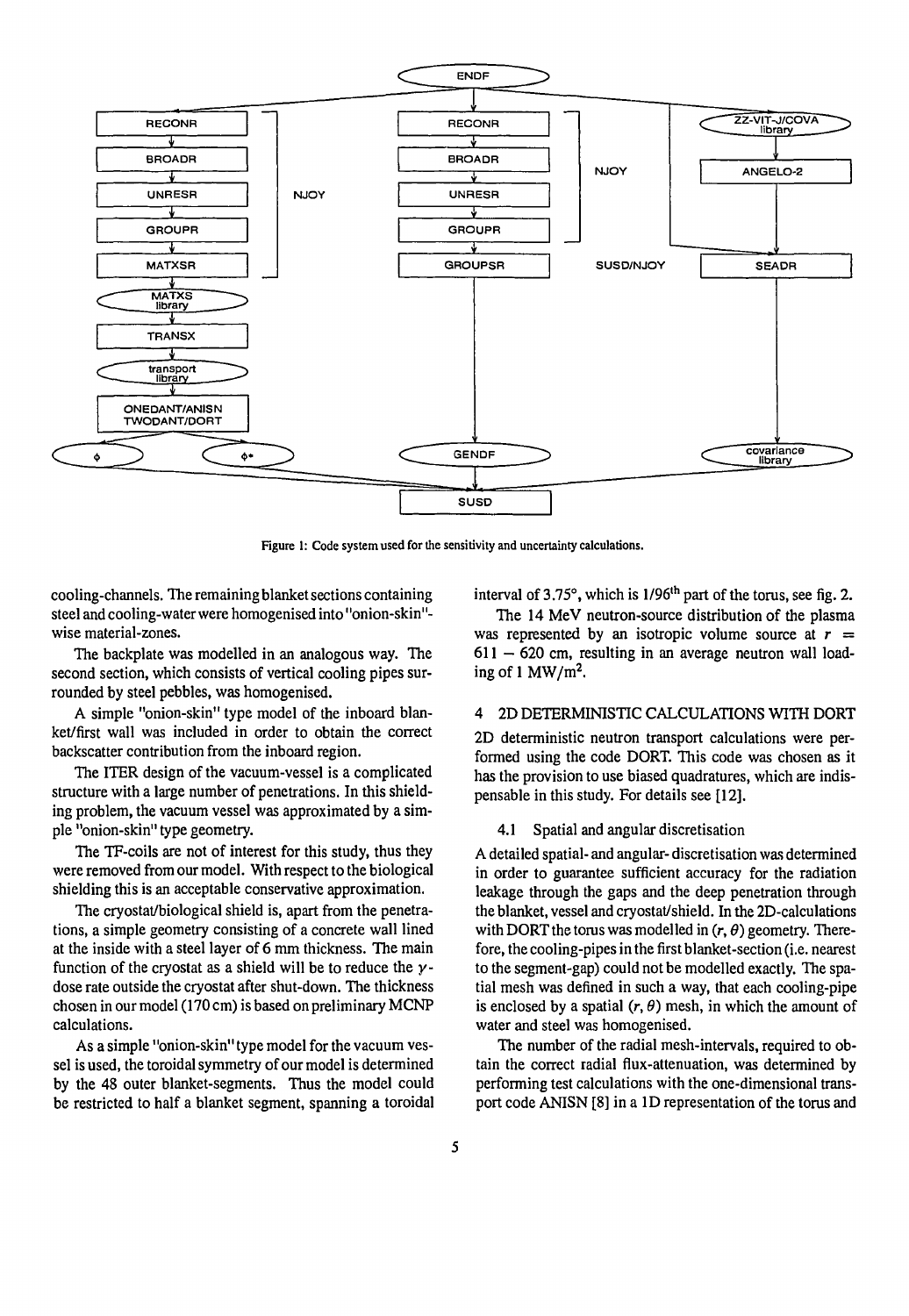Figure 1: Code system used for the sensitivity and uncertainty calculations.

cooling-channels. The remaining blanket sections containing steel and cooling-water were homogenised into "onion-skin"-wise material-zones.

The backplate was modelled in an analogous way. The second section, which consists of vertical cooling pipes surrounded by steel pebbles, was homogenised.

A simple "onion-skin" type model of the inboard blanket/first wall was included in order to obtain the correct backscatter contribution from the inboard region.

The ITER design of the vacuum-vessel is a complicated structure with a large number of penetrations. In this shielding problem, the vacuum vessel was approximated by a simple "onion-skin" type geometry.

The TF-coils are not of interest for this study, thus they were removed from our model. With respect to the biological shielding this is an acceptable conservative approximation.

The cryostat/biological shield is, apart from the penetrations, a simple geometry consisting of a concrete wall lined at the inside with a steel layer of 6 mm thickness. The main function of the cryostat as a shield will be to reduce the $\gamma$-dose rate outside the cryostat after shut-down. The thickness chosen in our model (170 cm) is based on preliminary MCNP calculations.

As a simple "onion-skin" type model for the vacuum vessel is used, the toroidal symmetry of our model is determined by the 48 outer blanket-segments. Thus the model could be restricted to half a blanket segment, spanning a toroidal interval of 3.75°, which is 1/96$^{th}$ part of the torus, see fig. 2.

The 14 MeV neutron-source distribution of the plasma was represented by an isotropic volume source at $r$ = 611 − 620 cm, resulting in an average neutron wall loading of 1 MW/m$^2$.

## 4 2D DETERMINISTIC CALCULATIONS WITH DORT

2D deterministic neutron transport calculations were performed using the code DORT. This code was chosen as it has the provision to use biased quadratures, which are indispensable in this study. For details see [12].

### 4.1 Spatial and angular discretisation

A detailed spatial- and angular- discretisation was determined in order to guarantee sufficient accuracy for the radiation leakage through the gaps and the deep penetration through the blanket, vessel and cryostat/shield. In the 2D-calculations with DORT the torus was modelled in $(r, \theta)$ geometry. Therefore, the cooling-pipes in the first blanket-section (i.e. nearest to the segment-gap) could not be modelled exactly. The spatial mesh was defined in such a way, that each cooling-pipe is enclosed by a spatial $(r, \theta)$ mesh, in which the amount of water and steel was homogenised.

The number of the radial mesh-intervals, required to obtain the correct radial flux-attenuation, was determined by performing test calculations with the one-dimensional transport code ANISN [8] in a 1D representation of the torus and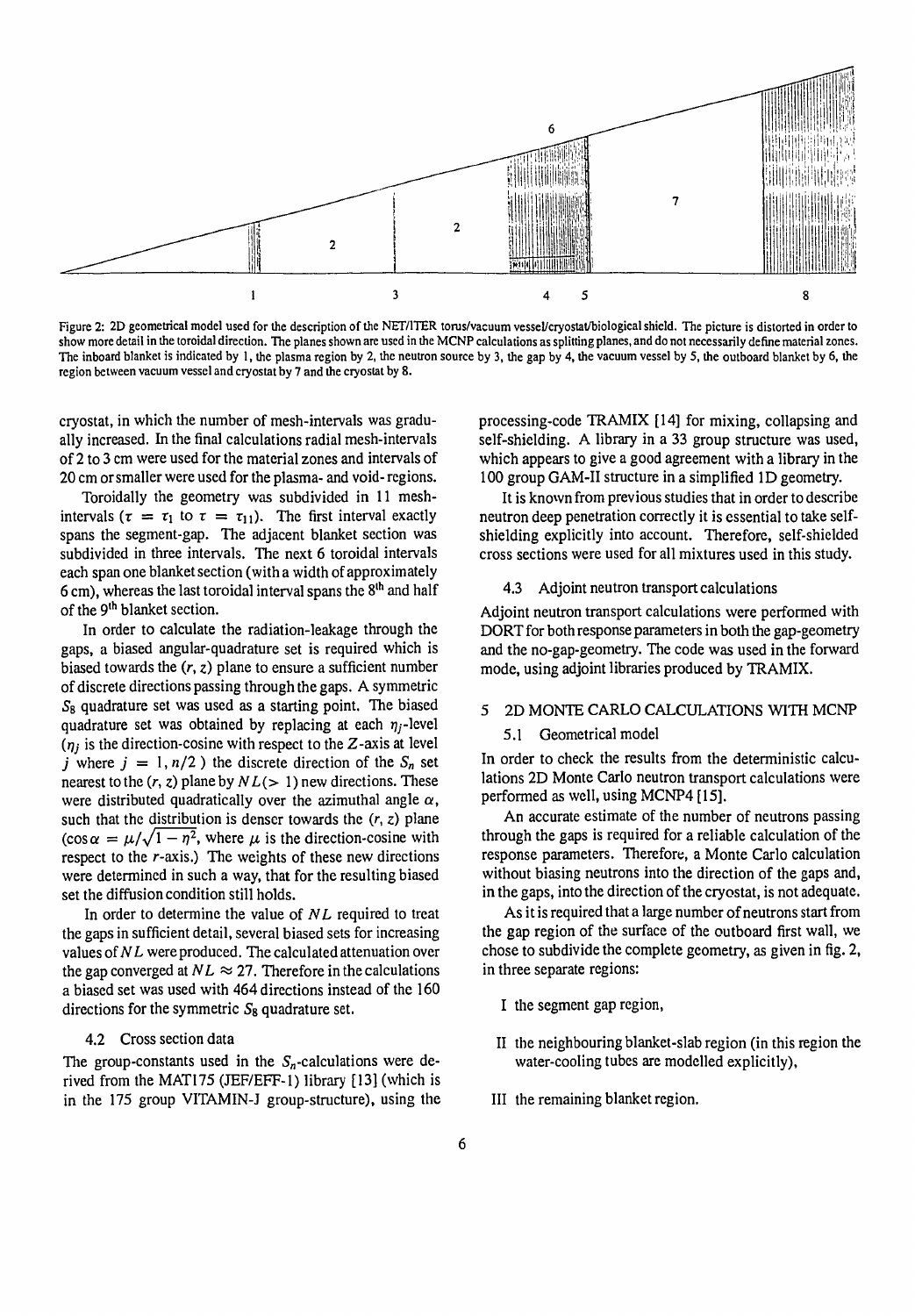Figure 2: 2D geometrical model used for the description of the NET/ITER torus/vacuum vessel/cryostat/biological shield. The picture is distorted in order to show more detail in the toroidal direction. The planes shown are used in the MCNP calculations as splitting planes, and do not necessarily define material zones. The inboard blanket is indicated by 1, the plasma region by 2, the neutron source by 3, the gap by 4, the vacuum vessel by 5, the outboard blanket by 6, the region between vacuum vessel and cryostat by 7 and the cryostat by 8.

cryostat, in which the number of mesh-intervals was gradually increased. In the final calculations radial mesh-intervals of 2 to 3 cm were used for the material zones and intervals of 20 cm or smaller were used for the plasma- and void-regions.

Toroidally the geometry was subdivided in 11 mesh-intervals ($\tau = \tau_1$ to $\tau = \tau_{11}$). The first interval exactly spans the segment-gap. The adjacent blanket section was subdivided in three intervals. The next 6 toroidal intervals each span one blanket section (with a width of approximately 6 cm), whereas the last toroidal interval spans the 8[th] and half of the 9[th] blanket section.

In order to calculate the radiation-leakage through the gaps, a biased angular-quadrature set is required which is biased towards the $(r, z)$ plane to ensure a sufficient number of discrete directions passing through the gaps. A symmetric $S_8$ quadrature set was used as a starting point. The biased quadrature set was obtained by replacing at each $\eta_j$-level ($\eta_j$ is the direction-cosine with respect to the $Z$-axis at level $j$ where $j = 1, n/2$ ) the discrete direction of the $S_n$ set nearest to the $(r, z)$ plane by $NL(> 1)$ new directions. These were distributed quadratically over the azimuthal angle $\alpha$, such that the distribution is denser towards the $(r, z)$ plane ($\cos\alpha = \mu/\sqrt{1-\eta^2}$, where $\mu$ is the direction-cosine with respect to the $r$-axis.) The weights of these new directions were determined in such a way, that for the resulting biased set the diffusion condition still holds.

In order to determine the value of $NL$ required to treat the gaps in sufficient detail, several biased sets for increasing values of $NL$ were produced. The calculated attenuation over the gap converged at $NL \approx 27$. Therefore in the calculations a biased set was used with 464 directions instead of the 160 directions for the symmetric $S_8$ quadrature set.

### 4.2 Cross section data

The group-constants used in the $S_n$-calculations were derived from the MAT175 (JEF/EFF-1) library [13] (which is in the 175 group VITAMIN-J group-structure), using the processing-code TRAMIX [14] for mixing, collapsing and self-shielding. A library in a 33 group structure was used, which appears to give a good agreement with a library in the 100 group GAM-II structure in a simplified 1D geometry.

It is known from previous studies that in order to describe neutron deep penetration correctly it is essential to take self-shielding explicitly into account. Therefore, self-shielded cross sections were used for all mixtures used in this study.

### 4.3 Adjoint neutron transport calculations

Adjoint neutron transport calculations were performed with DORT for both response parameters in both the gap-geometry and the no-gap-geometry. The code was used in the forward mode, using adjoint libraries produced by TRAMIX.

## 5 2D MONTE CARLO CALCULATIONS WITH MCNP

### 5.1 Geometrical model

In order to check the results from the deterministic calculations 2D Monte Carlo neutron transport calculations were performed as well, using MCNP4 [15].

An accurate estimate of the number of neutrons passing through the gaps is required for a reliable calculation of the response parameters. Therefore, a Monte Carlo calculation without biasing neutrons into the direction of the gaps and, in the gaps, into the direction of the cryostat, is not adequate.

As it is required that a large number of neutrons start from the gap region of the surface of the outboard first wall, we chose to subdivide the complete geometry, as given in fig. 2, in three separate regions:

I the segment gap region,

II the neighbouring blanket-slab region (in this region the water-cooling tubes are modelled explicitly),

III the remaining blanket region.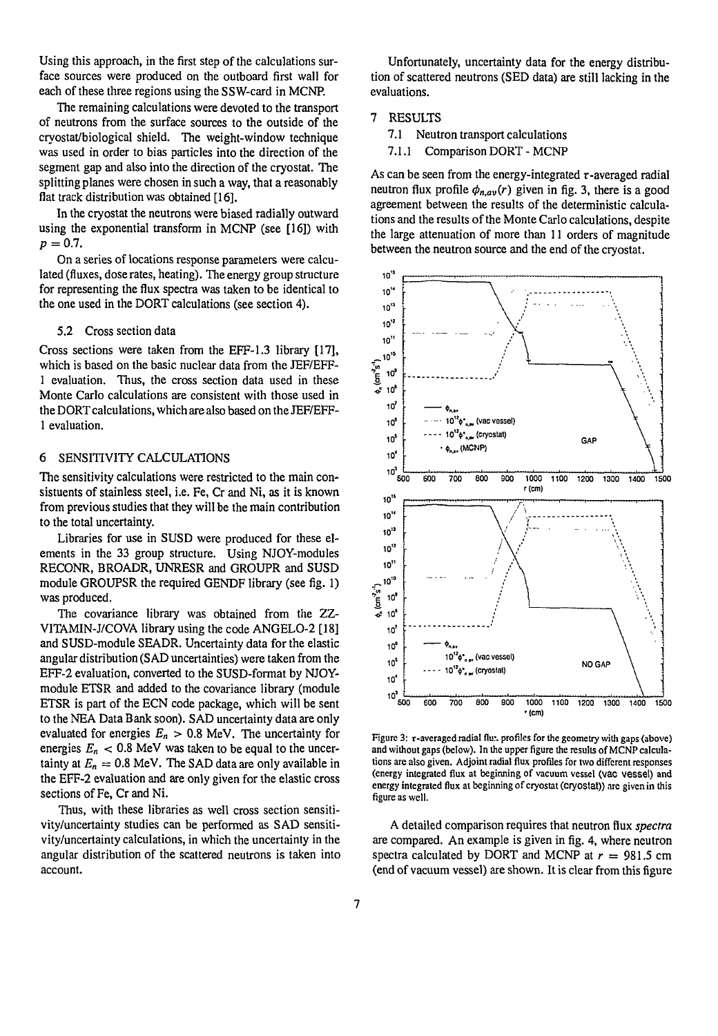Using this approach, in the first step of the calculations surface sources were produced on the outboard first wall for each of these three regions using the SSW-card in MCNP.

The remaining calculations were devoted to the transport of neutrons from the surface sources to the outside of the cryostat/biological shield. The weight-window technique was used in order to bias particles into the direction of the segment gap and also into the direction of the cryostat. The splitting planes were chosen in such a way, that a reasonably flat track distribution was obtained [16].

In the cryostat the neutrons were biased radially outward using the exponential transform in MCNP (see [16]) with $p = 0.7$.

On a series of locations response parameters were calculated (fluxes, dose rates, heating). The energy group structure for representing the flux spectra was taken to be identical to the one used in the DORT calculations (see section 4).

### 5.2 Cross section data

Cross sections were taken from the EFF-1.3 library [17], which is based on the basic nuclear data from the JEF/EFF-1 evaluation. Thus, the cross section data used in these Monte Carlo calculations are consistent with those used in the DORT calculations, which are also based on the JEF/EFF-1 evaluation.

## 6 SENSITIVITY CALCULATIONS

The sensitivity calculations were restricted to the main consistuents of stainless steel, i.e. Fe, Cr and Ni, as it is known from previous studies that they will be the main contribution to the total uncertainty.

Libraries for use in SUSD were produced for these elements in the 33 group structure. Using NJOY-modules RECONR, BROADR, UNRESR and GROUPR and SUSD module GROUPSR the required GENDF library (see fig. 1) was produced.

The covariance library was obtained from the ZZ-VITAMIN-J/COVA library using the code ANGELO-2 [18] and SUSD-module SEADR. Uncertainty data for the elastic angular distribution (SAD uncertainties) were taken from the EFF-2 evaluation, converted to the SUSD-format by NJOY-module ETSR and added to the covariance library (module ETSR is part of the ECN code package, which will be sent to the NEA Data Bank soon). SAD uncertainty data are only evaluated for energies $E_n > 0.8$ MeV. The uncertainty for energies $E_n < 0.8$ MeV was taken to be equal to the uncertainty at $E_n = 0.8$ MeV. The SAD data are only available in the EFF-2 evaluation and are only given for the elastic cross sections of Fe, Cr and Ni.

Thus, with these libraries as well cross section sensitivity/uncertainty studies can be performed as SAD sensitivity/uncertainty calculations, in which the uncertainty in the angular distribution of the scattered neutrons is taken into account.

Unfortunately, uncertainty data for the energy distribution of scattered neutrons (SED data) are still lacking in the evaluations.

## 7 RESULTS

### 7.1 Neutron transport calculations

#### 7.1.1 Comparison DORT - MCNP

As can be seen from the energy-integrated $\tau$-averaged radial neutron flux profile $\phi_{n,av}(r)$ given in fig. 3, there is a good agreement between the results of the deterministic calculations and the results of the Monte Carlo calculations, despite the large attenuation of more than 11 orders of magnitude between the neutron source and the end of the cryostat.

Figure 3: $\tau$-averaged radial flux profiles for the geometry with gaps (above) and without gaps (below). In the upper figure the results of MCNP calculations are also given. Adjoint radial flux profiles for two different responses (energy integrated flux at beginning of vacuum vessel (vac vessel) and energy integrated flux at beginning of cryostat (cryostat)) are given in this figure as well.

A detailed comparison requires that neutron flux *spectra* are compared. An example is given in fig. 4, where neutron spectra calculated by DORT and MCNP at $r = 981.5$ cm (end of vacuum vessel) are shown. It is clear from this figure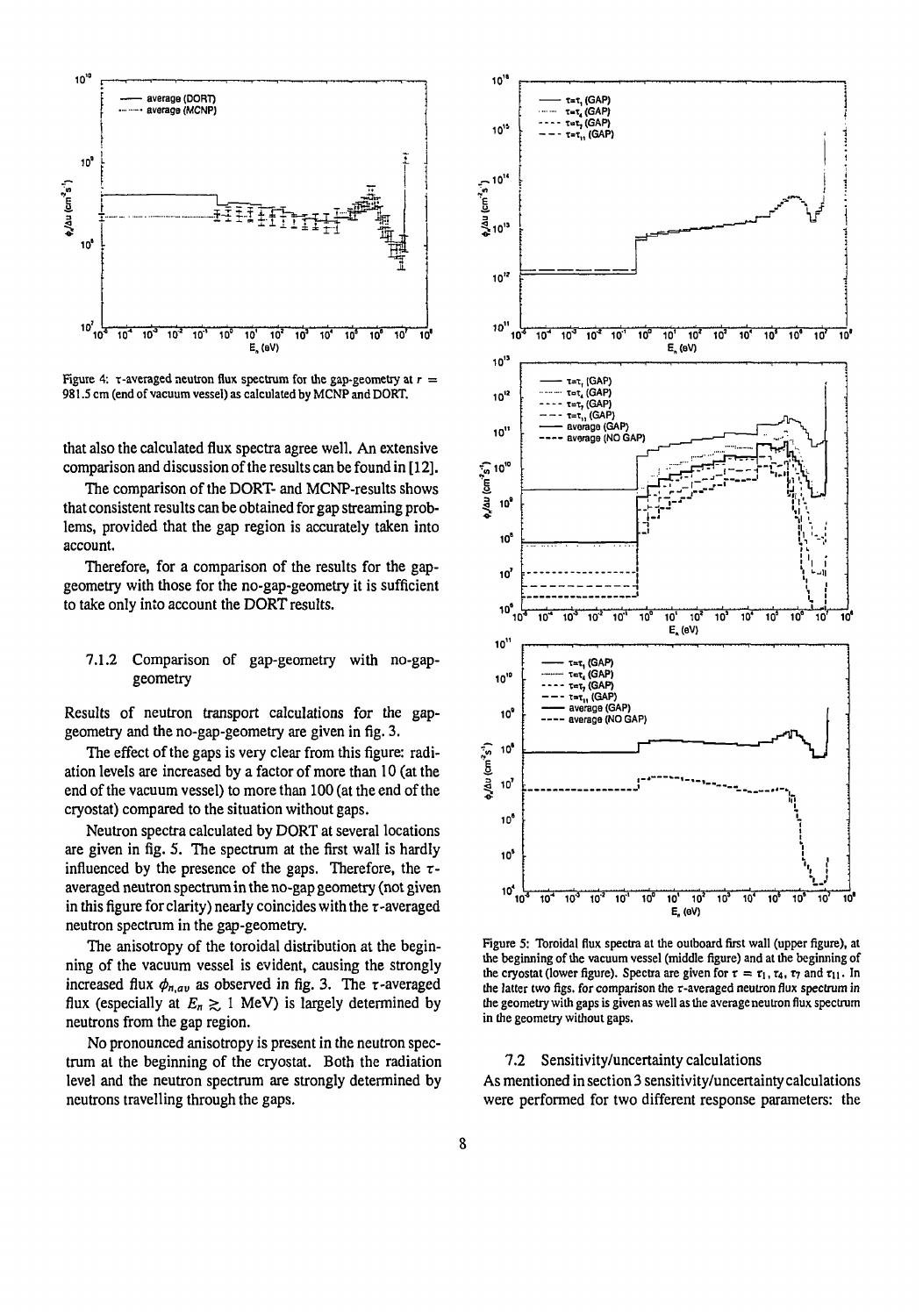Figure 4: τ-averaged neutron flux spectrum for the gap-geometry at $r$ = 981.5 cm (end of vacuum vessel) as calculated by MCNP and DORT.

that also the calculated flux spectra agree well. An extensive comparison and discussion of the results can be found in [12].

The comparison of the DORT- and MCNP-results shows that consistent results can be obtained for gap streaming problems, provided that the gap region is accurately taken into account.

Therefore, for a comparison of the results for the gap-geometry with those for the no-gap-geometry it is sufficient to take only into account the DORT results.

#### 7.1.2 Comparison of gap-geometry with no-gap-geometry

Results of neutron transport calculations for the gap-geometry and the no-gap-geometry are given in fig. 3.

The effect of the gaps is very clear from this figure: radiation levels are increased by a factor of more than 10 (at the end of the vacuum vessel) to more than 100 (at the end of the cryostat) compared to the situation without gaps.

Neutron spectra calculated by DORT at several locations are given in fig. 5. The spectrum at the first wall is hardly influenced by the presence of the gaps. Therefore, the τ-averaged neutron spectrum in the no-gap geometry (not given in this figure for clarity) nearly coincides with the τ-averaged neutron spectrum in the gap-geometry.

The anisotropy of the toroidal distribution at the beginning of the vacuum vessel is evident, causing the strongly increased flux $\phi_{n,av}$ as observed in fig. 3. The τ-averaged flux (especially at $E_n \gtrsim 1$ MeV) is largely determined by neutrons from the gap region.

No pronounced anisotropy is present in the neutron spectrum at the beginning of the cryostat. Both the radiation level and the neutron spectrum are strongly determined by neutrons travelling through the gaps.

Figure 5: Toroidal flux spectra at the outboard first wall (upper figure), at the beginning of the vacuum vessel (middle figure) and at the beginning of the cryostat (lower figure). Spectra are given for $\tau = \tau_1, \tau_4, \tau_7$ and $\tau_{11}$. In the latter two figs. for comparison the τ-averaged neutron flux spectrum in the geometry with gaps is given as well as the average neutron flux spectrum in the geometry without gaps.

### 7.2 Sensitivity/uncertainty calculations

As mentioned in section 3 sensitivity/uncertainty calculations were performed for two different response parameters: the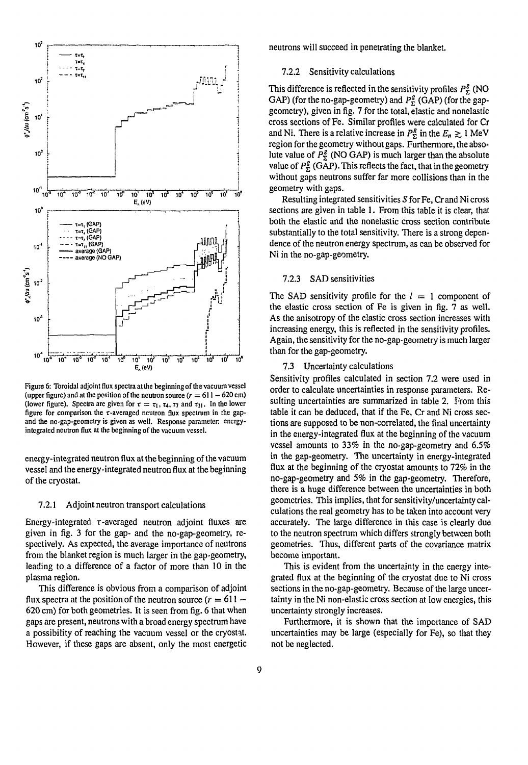Figure 6: Toroidal adjoint flux spectra at the beginning of the vacuum vessel (upper figure) and at the position of the neutron source ($r = 611 - 620$ cm) (lower figure). Spectra are given for $\tau = \tau_1, \tau_4, \tau_7$ and $\tau_{11}$. In the lower figure for comparison the $\tau$-averaged neutron flux spectrum in the gap- and the no-gap-geometry is given as well. Response parameter: energy-integrated neutron flux at the beginning of the vacuum vessel.

energy-integrated neutron flux at the beginning of the vacuum vessel and the energy-integrated neutron flux at the beginning of the cryostat.

### 7.2.1 Adjoint neutron transport calculations

Energy-integrated $\tau$-averaged neutron adjoint fluxes are given in fig. 3 for the gap- and the no-gap-geometry, respectively. As expected, the average importance of neutrons from the blanket region is much larger in the gap-geometry, leading to a difference of a factor of more than 10 in the plasma region.

This difference is obvious from a comparison of adjoint flux spectra at the position of the neutron source ($r = 611 - 620$ cm) for both geometries. It is seen from fig. 6 that when gaps are present, neutrons with a broad energy spectrum have a possibility of reaching the vacuum vessel or the cryostat. However, if these gaps are absent, only the most energetic neutrons will succeed in penetrating the blanket.

### 7.2.2 Sensitivity calculations

This difference is reflected in the sensitivity profiles $P_\Sigma^g$ (NO GAP) (for the no-gap-geometry) and $P_\Sigma^g$ (GAP) (for the gap-geometry), given in fig. 7 for the total, elastic and nonelastic cross sections of Fe. Similar profiles were calculated for Cr and Ni. There is a relative increase in $P_\Sigma^g$ in the $E_n \gtrsim 1$ MeV region for the geometry without gaps. Furthermore, the absolute value of $P_\Sigma^g$ (NO GAP) is much larger than the absolute value of $P_\Sigma^g$ (GAP). This reflects the fact, that in the geometry without gaps neutrons suffer far more collisions than in the geometry with gaps.

Resulting integrated sensitivities $S$ for Fe, Cr and Ni cross sections are given in table 1. From this table it is clear, that both the elastic and the nonelastic cross section contribute substantially to the total sensitivity. There is a strong dependence of the neutron energy spectrum, as can be observed for Ni in the no-gap-geometry.

### 7.2.3 SAD sensitivities

The SAD sensitivity profile for the $l = 1$ component of the elastic cross section of Fe is given in fig. 7 as well. As the anisotropy of the elastic cross section increases with increasing energy, this is reflected in the sensitivity profiles. Again, the sensitivity for the no-gap-geometry is much larger than for the gap-geometry.

### 7.3 Uncertainty calculations

Sensitivity profiles calculated in section 7.2 were used in order to calculate uncertainties in response parameters. Resulting uncertainties are summarized in table 2. From this table it can be deduced, that if the Fe, Cr and Ni cross sections are supposed to be non-correlated, the final uncertainty in the energy-integrated flux at the beginning of the vacuum vessel amounts to 33% in the no-gap-geometry and 6.5% in the gap-geometry. The uncertainty in energy-integrated flux at the beginning of the cryostat amounts to 72% in the no-gap-geometry and 5% in the gap-geometry. Therefore, there is a huge difference between the uncertainties in both geometries. This implies, that for sensitivity/uncertainty calculations the real geometry has to be taken into account very accurately. The large difference in this case is clearly due to the neutron spectrum which differs strongly between both geometries. Thus, different parts of the covariance matrix become important.

This is evident from the uncertainty in the energy integrated flux at the beginning of the cryostat due to Ni cross sections in the no-gap-geometry. Because of the large uncertainty in the Ni non-elastic cross section at low energies, this uncertainty strongly increases.

Furthermore, it is shown that the importance of SAD uncertainties may be large (especially for Fe), so that they not be neglected.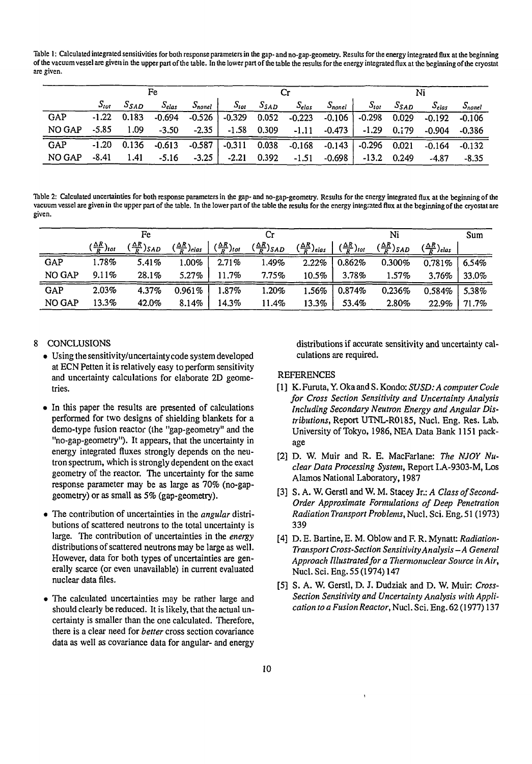Table 1: Calculated integrated sensitivities for both response parameters in the gap- and no-gap-geometry. Results for the energy integrated flux at the beginning of the vacuum vessel are given in the upper part of the table. In the lower part of the table the results for the energy integrated flux at the beginning of the cryostat are given.

| | Fe | | | | Cr | | | | Ni | | | |
|---|---|---|---|---|---|---|---|---|---|---|---|---|
| | $S_{tot}$ | $S_{SAD}$ | $S_{elas}$ | $S_{nonel}$ | $S_{tot}$ | $S_{SAD}$ | $S_{elas}$ | $S_{nonel}$ | $S_{tot}$ | $S_{SAD}$ | $S_{elas}$ | $S_{nonel}$ |
| GAP | -1.22 | 0.183 | -0.694 | -0.526 | -0.329 | 0.052 | -0.223 | -0.106 | -0.298 | 0.029 | -0.192 | -0.106 |
| NO GAP | -5.85 | 1.09 | -3.50 | -2.35 | -1.58 | 0.309 | -1.11 | -0.473 | -1.29 | 0.179 | -0.904 | -0.386 |
| GAP | -1.20 | 0.136 | -0.613 | -0.587 | -0.311 | 0.038 | -0.168 | -0.143 | -0.296 | 0.021 | -0.164 | -0.132 |
| NO GAP | -8.41 | 1.41 | -5.16 | -3.25 | -2.21 | 0.392 | -1.51 | -0.698 | -13.2 | 0.249 | -4.87 | -8.35 |

Table 2: Calculated uncertainties for both response parameters in the gap- and no-gap-geometry. Results for the energy integrated flux at the beginning of the vacuum vessel are given in the upper part of the table. In the lower part of the table the results for the energy integrated flux at the beginning of the cryostat are given.

| | Fe | | | Cr | | | Ni | | | Sum |
|---|---|---|---|---|---|---|---|---|---|---|
| | $(\frac{\Delta R}{R})_{tot}$ | $(\frac{\Delta R}{R})_{SAD}$ | $(\frac{\Delta R}{R})_{elas}$ | $(\frac{\Delta R}{R})_{tot}$ | $(\frac{\Delta R}{R})_{SAD}$ | $(\frac{\Delta R}{R})_{elas}$ | $(\frac{\Delta R}{R})_{tot}$ | $(\frac{\Delta R}{R})_{SAD}$ | $(\frac{\Delta R}{R})_{elas}$ | |
| GAP | 1.78% | 5.41% | 1.00% | 2.71% | 1.49% | 2.22% | 0.862% | 0.300% | 0.781% | 6.54% |
| NO GAP | 9.11% | 28.1% | 5.27% | 11.7% | 7.75% | 10.5% | 3.78% | 1.57% | 3.76% | 33.0% |
| GAP | 2.03% | 4.37% | 0.961% | 1.87% | 1.20% | 1.56% | 0.874% | 0.236% | 0.584% | 5.38% |
| NO GAP | 13.3% | 42.0% | 8.14% | 14.3% | 11.4% | 13.3% | 53.4% | 2.80% | 22.9% | 71.7% |

## 8 CONCLUSIONS

- Using the sensitivity/uncertainty code system developed at ECN Petten it is relatively easy to perform sensitivity and uncertainty calculations for elaborate 2D geometries.

- In this paper the results are presented of calculations performed for two designs of shielding blankets for a demo-type fusion reactor (the "gap-geometry" and the "no-gap-geometry"). It appears, that the uncertainty in energy integrated fluxes strongly depends on the neutron spectrum, which is strongly dependent on the exact geometry of the reactor. The uncertainty for the same response parameter may be as large as 70% (no-gap-geometry) or as small as 5% (gap-geometry).

- The contribution of uncertainties in the *angular* distributions of scattered neutrons to the total uncertainty is large. The contribution of uncertainties in the *energy* distributions of scattered neutrons may be large as well. However, data for both types of uncertainties are generally scarce (or even unavailable) in current evaluated nuclear data files.

- The calculated uncertainties may be rather large and should clearly be reduced. It is likely, that the actual uncertainty is smaller than the one calculated. Therefore, there is a clear need for *better* cross section covariance data as well as covariance data for angular- and energy distributions if accurate sensitivity and uncertainty calculations are required.

## REFERENCES

[1] K. Furuta, Y. Oka and S. Kondo: *SUSD: A computer Code for Cross Section Sensitivity and Uncertainty Analysis Including Secondary Neutron Energy and Angular Distributions*, Report UTNL-R0185, Nucl. Eng. Res. Lab. University of Tokyo, 1986, NEA Data Bank 1151 package

[2] D. W. Muir and R. E. MacFarlane: *The NJOY Nuclear Data Processing System*, Report LA-9303-M, Los Alamos National Laboratory, 1987

[3] S. A. W. Gerstl and W. M. Stacey Jr.: *A Class of Second-Order Approximate Formulations of Deep Penetration Radiation Transport Problems*, Nucl. Sci. Eng. 51 (1973) 339

[4] D. E. Bartine, E. M. Oblow and F. R. Mynatt: *Radiation-Transport Cross-Section Sensitivity Analysis – A General Approach Illustrated for a Thermonuclear Source in Air*, Nucl. Sci. Eng. 55 (1974) 147

[5] S. A. W. Gerstl, D. J. Dudziak and D. W. Muir: *Cross-Section Sensitivity and Uncertainty Analysis with Application to a Fusion Reactor*, Nucl. Sci. Eng. 62 (1977) 137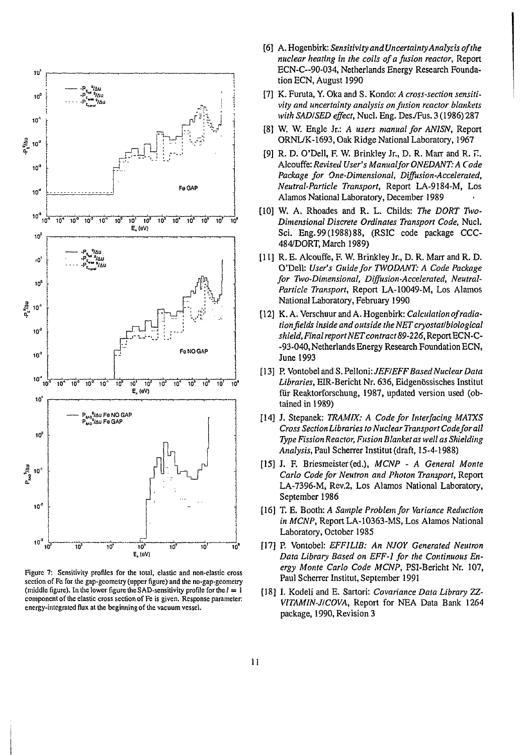10[1]

$-P_{\Sigma_t}^{\phi}/\Delta u$
$-P_{\Sigma_{el}}^{\phi}/\Delta u$
$-P_{\Sigma_{nonel}}^{\phi}/\Delta u$

$10^0$
$10^{-1}$
$-P_{\Sigma}^{\phi}/\Delta u$ $10^{-2}$
$10^{-3}$
$10^{-4}$
$10^{-5}$

Fe GAP

$10^{-5}$ $10^{-4}$ $10^{-3}$ $10^{-2}$ $10^{-1}$ $10^0$ $10^1$ $10^2$ $10^3$ $10^4$ $10^5$ $10^6$ $10^7$ $10^8$
$E_n$ (eV)

$10^2$

$-P_{\Sigma_t}^{\phi}/\Delta u$
$-P_{\Sigma_{el}}^{\phi}/\Delta u$
$-P_{\Sigma_{nonel}}^{\phi}/\Delta u$

$10^1$
$10^0$
$-P_{\Sigma}^{\phi}/\Delta u$ $10^{-1}$
$10^{-2}$
$10^{-3}$
$10^{-4}$

Fe NO GAP

$10^{-5}$ $10^{-4}$ $10^{-3}$ $10^{-2}$ $10^{-1}$ $10^0$ $10^1$ $10^2$ $10^3$ $10^4$ $10^5$ $10^6$ $10^7$ $10^8$
$E_n$ (eV)

$10^1$

$P_{SAD}^{\phi}/\Delta u$ Fe NO GAP
$P_{SAD}^{\phi}/\Delta u$ Fe GAP

$10^0$
$P_{SAD}^{\phi}/\Delta u$ $10^{-1}$
$10^{-2}$
$10^{-3}$

$10^2$ $10^3$ $10^4$ $10^5$ $10^6$ $10^7$ $10^8$
$E_n$ (eV)

Figure 7: Sensitivity profiles for the total, elastic and non-elastic cross section of Fe for the gap-geometry (upper figure) and the no-gap-geometry (middle figure). In the lower figure the SAD-sensitivity profile for the $l = 1$ component of the elastic cross section of Fe is given. Response parameter: energy-integrated flux at the beginning of the vacuum vessel.

[6] A. Hogenbirk: *Sensitivity and Uncertainty Analysis of the nuclear heating in the coils of a fusion reactor*, Report ECN-C--90-034, Netherlands Energy Research Foundation ECN, August 1990

[7] K. Furuta, Y. Oka and S. Kondo: *A cross-section sensitivity and uncertainty analysis on fusion reactor blankets with SAD/SED effect*, Nucl. Eng. Des./Fus. 3 (1986) 287

[8] W. W. Engle Jr.: *A users manual for ANISN*, Report ORNL/K-1693, Oak Ridge National Laboratory, 1967

[9] R. D. O'Dell, F. W. Brinkley Jr., D. R. Marr and R. E. Alcouffe: *Revised User's Manual for ONEDANT: A Code Package for One-Dimensional, Diffusion-Accelerated, Neutral-Particle Transport*, Report LA-9184-M, Los Alamos National Laboratory, December 1989

[10] W. A. Rhoades and R. L. Childs: *The DORT Two-Dimensional Discrete Ordinates Transport Code*, Nucl. Sci. Eng. 99 (1988) 88, (RSIC code package CCC-484/DORT, March 1989)

[11] R. E. Alcouffe, F. W. Brinkley Jr., D. R. Marr and R. D. O'Dell: *User's Guide for TWODANT: A Code Package for Two-Dimensional, Diffusion-Accelerated, Neutral-Particle Transport*, Report LA-10049-M, Los Alamos National Laboratory, February 1990

[12] K. A. Verschuur and A. Hogenbirk: *Calculation of radiation fields inside and outside the NET cryostat/biological shield, Final report NET contract 89-226*, Report ECN-C--93-040, Netherlands Energy Research Foundation ECN, June 1993

[13] P. Vontobel and S. Pelloni: *JEF/EFF Based Nuclear Data Libraries*, EIR-Bericht Nr. 636, Eidgenössisches Institut für Reaktorforschung, 1987, updated version used (obtained in 1989)

[14] J. Stepanek: *TRAMIX: A Code for Interfacing MATXS Cross Section Libraries to Nuclear Transport Code for all Type Fission Reactor, Fusion Blanket as well as Shielding Analysis*, Paul Scherrer Institut (draft, 15-4-1988)

[15] J. F. Briesmeister (ed.), *MCNP - A General Monte Carlo Code for Neutron and Photon Transport*, Report LA-7396-M, Rev.2, Los Alamos National Laboratory, September 1986

[16] T. E. Booth: *A Sample Problem for Variance Reduction in MCNP*, Report LA-10363-MS, Los Alamos National Laboratory, October 1985

[17] P. Vontobel: *EFFILIB: An NJOY Generated Neutron Data Library Based on EFF-1 for the Continuous Energy Monte Carlo Code MCNP*, PSI-Bericht Nr. 107, Paul Scherrer Institut, September 1991

[18] I. Kodeli and E. Sartori: *Covariance Data Library ZZ-VITAMIN-J/COVA*, Report for NEA Data Bank 1264 package, 1990, Revision 3